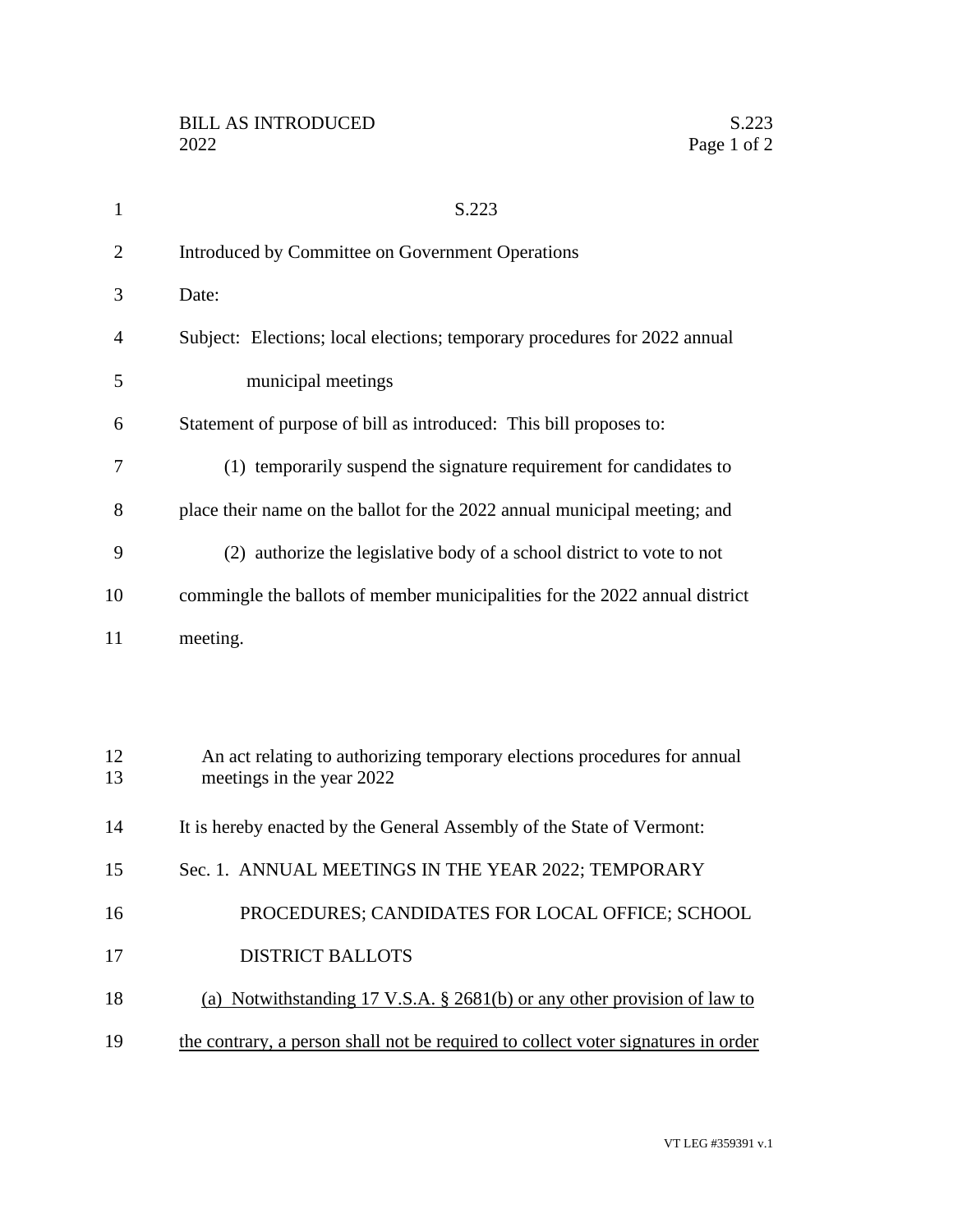S.223

Introduced by Committee on Government Operations

Date:

Subject: Elections; local elections; temporary procedures for 2022 annual municipal meetings

Statement of purpose of bill as introduced: This bill proposes to:

(1) temporarily suspend the signature requirement for candidates to place their name on the ballot for the 2022 annual municipal meeting; and

(2) authorize the legislative body of a school district to vote to not commingle the ballots of member municipalities for the 2022 annual district meeting.

An act relating to authorizing temporary elections procedures for annual meetings in the year 2022

It is hereby enacted by the General Assembly of the State of Vermont:

Sec. 1. ANNUAL MEETINGS IN THE YEAR 2022; TEMPORARY PROCEDURES; CANDIDATES FOR LOCAL OFFICE; SCHOOL DISTRICT BALLOTS

(a) Notwithstanding 17 V.S.A. § 2681(b) or any other provision of law to the contrary, a person shall not be required to collect voter signatures in order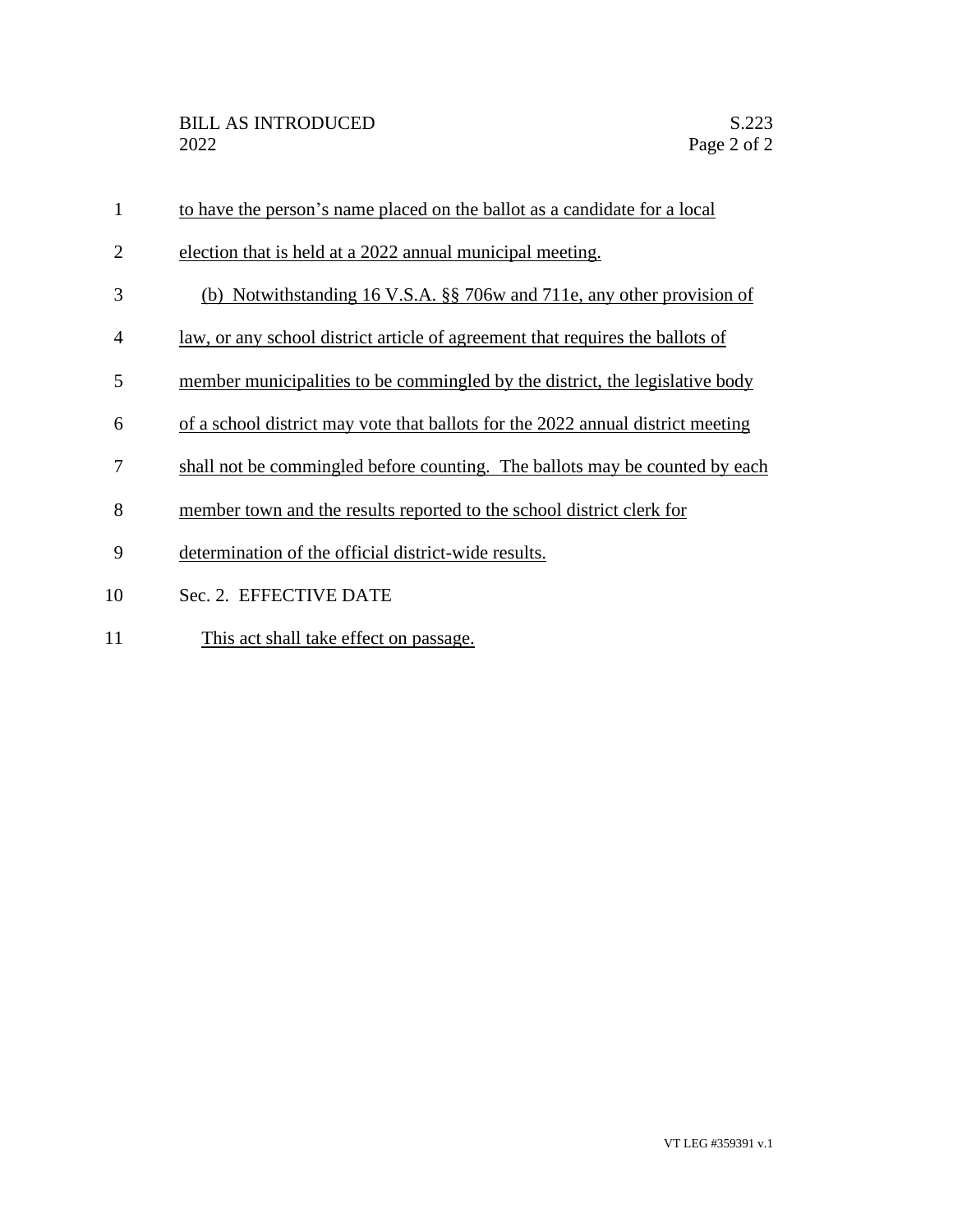to have the person's name placed on the ballot as a candidate for a local election that is held at a 2022 annual municipal meeting.

(b) Notwithstanding 16 V.S.A. §§ 706w and 711e, any other provision of law, or any school district article of agreement that requires the ballots of member municipalities to be commingled by the district, the legislative body of a school district may vote that ballots for the 2022 annual district meeting shall not be commingled before counting. The ballots may be counted by each member town and the results reported to the school district clerk for determination of the official district-wide results.

Sec. 2. EFFECTIVE DATE

This act shall take effect on passage.